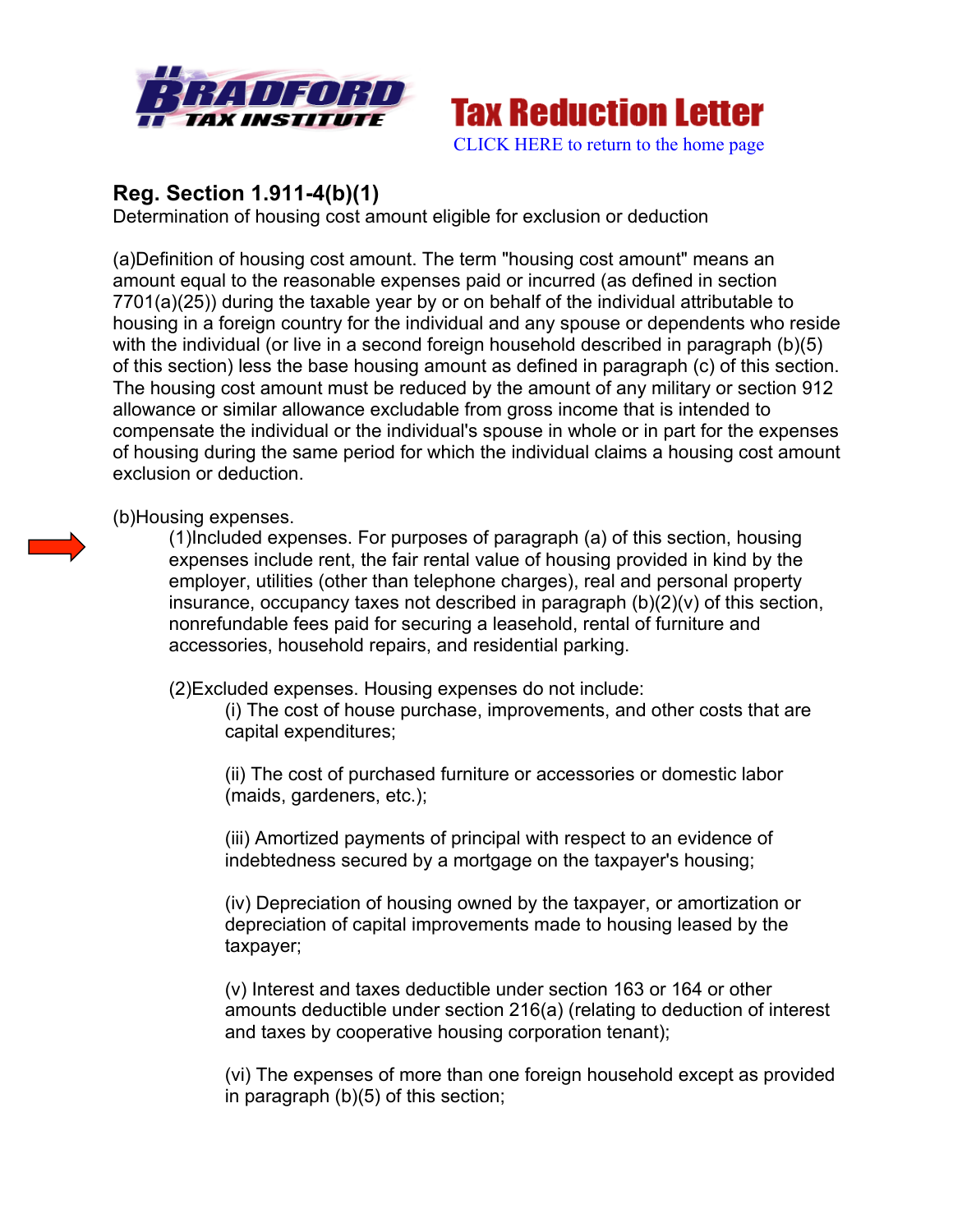Tax Reduction Letter

CLICK HERE to return to the home page

## Reg. Section 1.911-4(b)(1)

Determination of housing cost amount eligible for exclusion or deduction

(a)Definition of housing cost amount. The term "housing cost amount" means an amount equal to the reasonable expenses paid or incurred (as defined in section 7701(a)(25)) during the taxable year by or on behalf of the individual attributable to housing in a foreign country for the individual and any spouse or dependents who reside with the individual (or live in a second foreign household described in paragraph (b)(5) of this section) less the base housing amount as defined in paragraph (c) of this section. The housing cost amount must be reduced by the amount of any military or section 912 allowance or similar allowance excludable from gross income that is intended to compensate the individual or the individual's spouse in whole or in part for the expenses of housing during the same period for which the individual claims a housing cost amount exclusion or deduction.

(b)Housing expenses.

(1)Included expenses. For purposes of paragraph (a) of this section, housing expenses include rent, the fair rental value of housing provided in kind by the employer, utilities (other than telephone charges), real and personal property insurance, occupancy taxes not described in paragraph (b)(2)(v) of this section, nonrefundable fees paid for securing a leasehold, rental of furniture and accessories, household repairs, and residential parking.

(2)Excluded expenses. Housing expenses do not include:

(i) The cost of house purchase, improvements, and other costs that are capital expenditures;

(ii) The cost of purchased furniture or accessories or domestic labor (maids, gardeners, etc.);

(iii) Amortized payments of principal with respect to an evidence of indebtedness secured by a mortgage on the taxpayer's housing;

(iv) Depreciation of housing owned by the taxpayer, or amortization or depreciation of capital improvements made to housing leased by the taxpayer;

(v) Interest and taxes deductible under section 163 or 164 or other amounts deductible under section 216(a) (relating to deduction of interest and taxes by cooperative housing corporation tenant);

(vi) The expenses of more than one foreign household except as provided in paragraph (b)(5) of this section;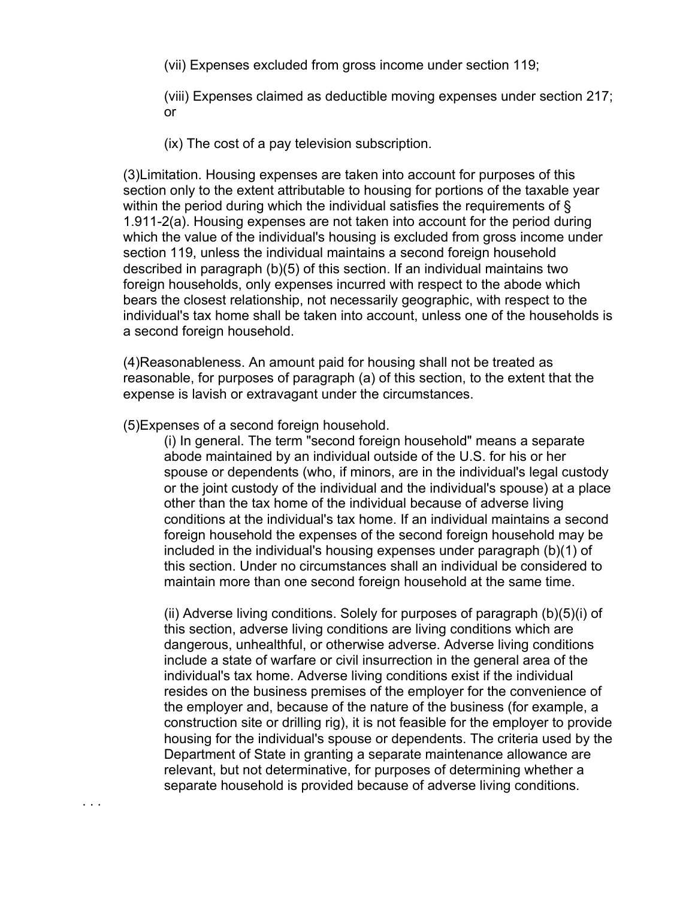(vii) Expenses excluded from gross income under section 119;

(viii) Expenses claimed as deductible moving expenses under section 217; or

(ix) The cost of a pay television subscription.

(3)Limitation. Housing expenses are taken into account for purposes of this section only to the extent attributable to housing for portions of the taxable year within the period during which the individual satisfies the requirements of § 1.911-2(a). Housing expenses are not taken into account for the period during which the value of the individual's housing is excluded from gross income under section 119, unless the individual maintains a second foreign household described in paragraph (b)(5) of this section. If an individual maintains two foreign households, only expenses incurred with respect to the abode which bears the closest relationship, not necessarily geographic, with respect to the individual's tax home shall be taken into account, unless one of the households is a second foreign household.

(4)Reasonableness. An amount paid for housing shall not be treated as reasonable, for purposes of paragraph (a) of this section, to the extent that the expense is lavish or extravagant under the circumstances.

(5)Expenses of a second foreign household.

(i) In general. The term "second foreign household" means a separate abode maintained by an individual outside of the U.S. for his or her spouse or dependents (who, if minors, are in the individual's legal custody or the joint custody of the individual and the individual's spouse) at a place other than the tax home of the individual because of adverse living conditions at the individual's tax home. If an individual maintains a second foreign household the expenses of the second foreign household may be included in the individual's housing expenses under paragraph (b)(1) of this section. Under no circumstances shall an individual be considered to maintain more than one second foreign household at the same time.

(ii) Adverse living conditions. Solely for purposes of paragraph (b)(5)(i) of this section, adverse living conditions are living conditions which are dangerous, unhealthful, or otherwise adverse. Adverse living conditions include a state of warfare or civil insurrection in the general area of the individual's tax home. Adverse living conditions exist if the individual resides on the business premises of the employer for the convenience of the employer and, because of the nature of the business (for example, a construction site or drilling rig), it is not feasible for the employer to provide housing for the individual's spouse or dependents. The criteria used by the Department of State in granting a separate maintenance allowance are relevant, but not determinative, for purposes of determining whether a separate household is provided because of adverse living conditions.

. . .